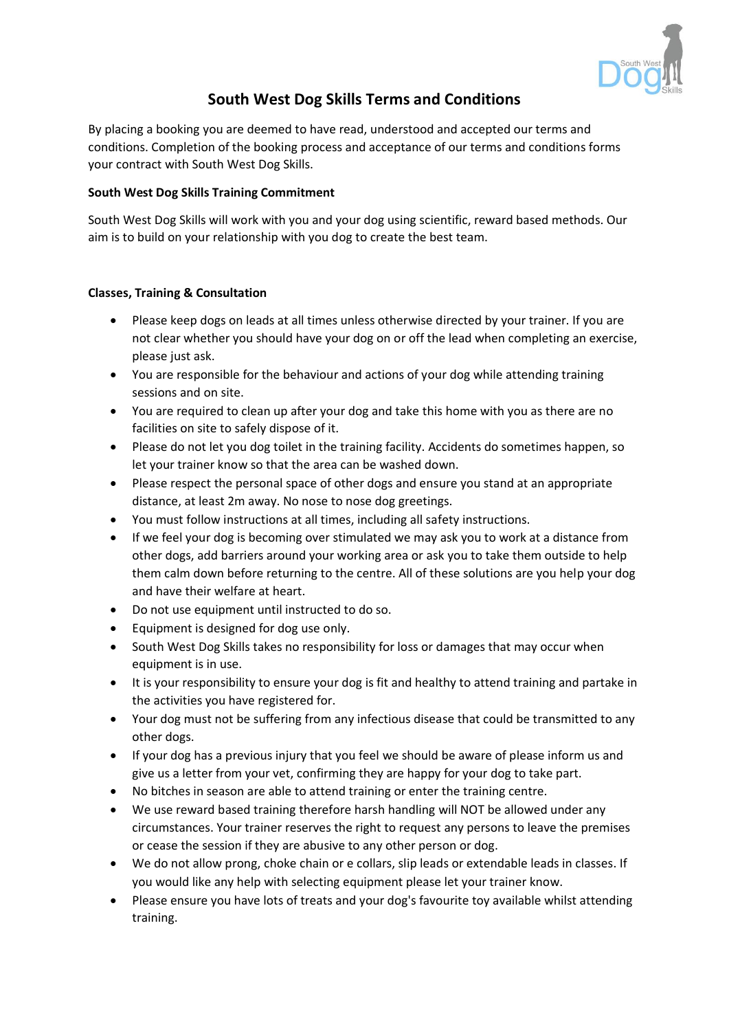# South West Dog Skills Terms and Conditions

By placing a booking you are deemed to have read, understood and accepted our terms and conditions. Completion of the booking process and acceptance of our terms and conditions forms your contract with South West Dog Skills.

**South West Dog Skills Training Commitment**

South West Dog Skills will work with you and your dog using scientific, reward based methods. Our aim is to build on your relationship with you dog to create the best team.

**Classes, Training & Consultation**

- Please keep dogs on leads at all times unless otherwise directed by your trainer. If you are not clear whether you should have your dog on or off the lead when completing an exercise, please just ask.
- You are responsible for the behaviour and actions of your dog while attending training sessions and on site.
- You are required to clean up after your dog and take this home with you as there are no facilities on site to safely dispose of it.
- Please do not let you dog toilet in the training facility. Accidents do sometimes happen, so let your trainer know so that the area can be washed down.
- Please respect the personal space of other dogs and ensure you stand at an appropriate distance, at least 2m away. No nose to nose dog greetings.
- You must follow instructions at all times, including all safety instructions.
- If we feel your dog is becoming over stimulated we may ask you to work at a distance from other dogs, add barriers around your working area or ask you to take them outside to help them calm down before returning to the centre. All of these solutions are you help your dog and have their welfare at heart.
- Do not use equipment until instructed to do so.
- Equipment is designed for dog use only.
- South West Dog Skills takes no responsibility for loss or damages that may occur when equipment is in use.
- It is your responsibility to ensure your dog is fit and healthy to attend training and partake in the activities you have registered for.
- Your dog must not be suffering from any infectious disease that could be transmitted to any other dogs.
- If your dog has a previous injury that you feel we should be aware of please inform us and give us a letter from your vet, confirming they are happy for your dog to take part.
- No bitches in season are able to attend training or enter the training centre.
- We use reward based training therefore harsh handling will NOT be allowed under any circumstances. Your trainer reserves the right to request any persons to leave the premises or cease the session if they are abusive to any other person or dog.
- We do not allow prong, choke chain or e collars, slip leads or extendable leads in classes. If you would like any help with selecting equipment please let your trainer know.
- Please ensure you have lots of treats and your dog's favourite toy available whilst attending training.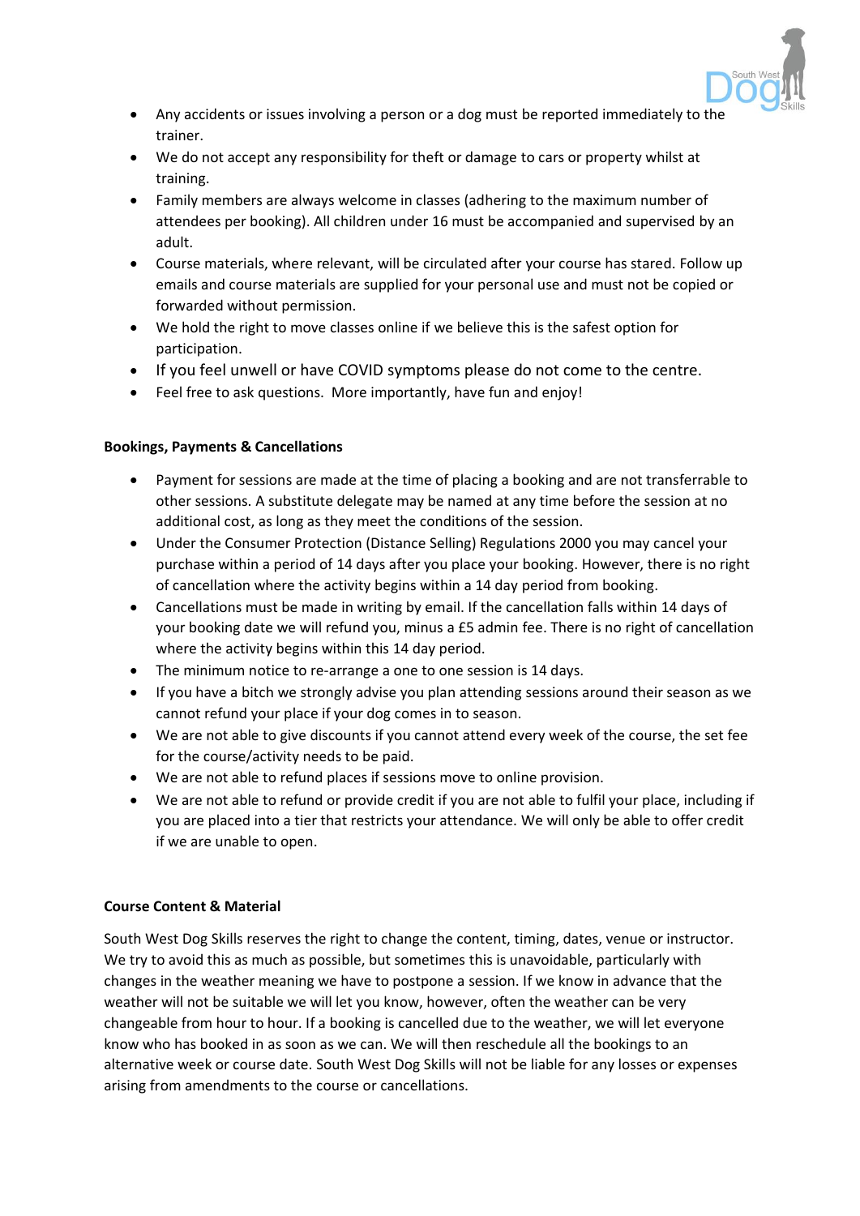- Any accidents or issues involving a person or a dog must be reported immediately to the trainer.
- We do not accept any responsibility for theft or damage to cars or property whilst at training.
- Family members are always welcome in classes (adhering to the maximum number of attendees per booking). All children under 16 must be accompanied and supervised by an adult.
- Course materials, where relevant, will be circulated after your course has stared. Follow up emails and course materials are supplied for your personal use and must not be copied or forwarded without permission.
- We hold the right to move classes online if we believe this is the safest option for participation.
- If you feel unwell or have COVID symptoms please do not come to the centre.
- Feel free to ask questions. More importantly, have fun and enjoy!

**Bookings, Payments & Cancellations**

- Payment for sessions are made at the time of placing a booking and are not transferrable to other sessions. A substitute delegate may be named at any time before the session at no additional cost, as long as they meet the conditions of the session.
- Under the Consumer Protection (Distance Selling) Regulations 2000 you may cancel your purchase within a period of 14 days after you place your booking. However, there is no right of cancellation where the activity begins within a 14 day period from booking.
- Cancellations must be made in writing by email. If the cancellation falls within 14 days of your booking date we will refund you, minus a £5 admin fee. There is no right of cancellation where the activity begins within this 14 day period.
- The minimum notice to re-arrange a one to one session is 14 days.
- If you have a bitch we strongly advise you plan attending sessions around their season as we cannot refund your place if your dog comes in to season.
- We are not able to give discounts if you cannot attend every week of the course, the set fee for the course/activity needs to be paid.
- We are not able to refund places if sessions move to online provision.
- We are not able to refund or provide credit if you are not able to fulfil your place, including if you are placed into a tier that restricts your attendance. We will only be able to offer credit if we are unable to open.

**Course Content & Material**

South West Dog Skills reserves the right to change the content, timing, dates, venue or instructor. We try to avoid this as much as possible, but sometimes this is unavoidable, particularly with changes in the weather meaning we have to postpone a session. If we know in advance that the weather will not be suitable we will let you know, however, often the weather can be very changeable from hour to hour. If a booking is cancelled due to the weather, we will let everyone know who has booked in as soon as we can. We will then reschedule all the bookings to an alternative week or course date. South West Dog Skills will not be liable for any losses or expenses arising from amendments to the course or cancellations.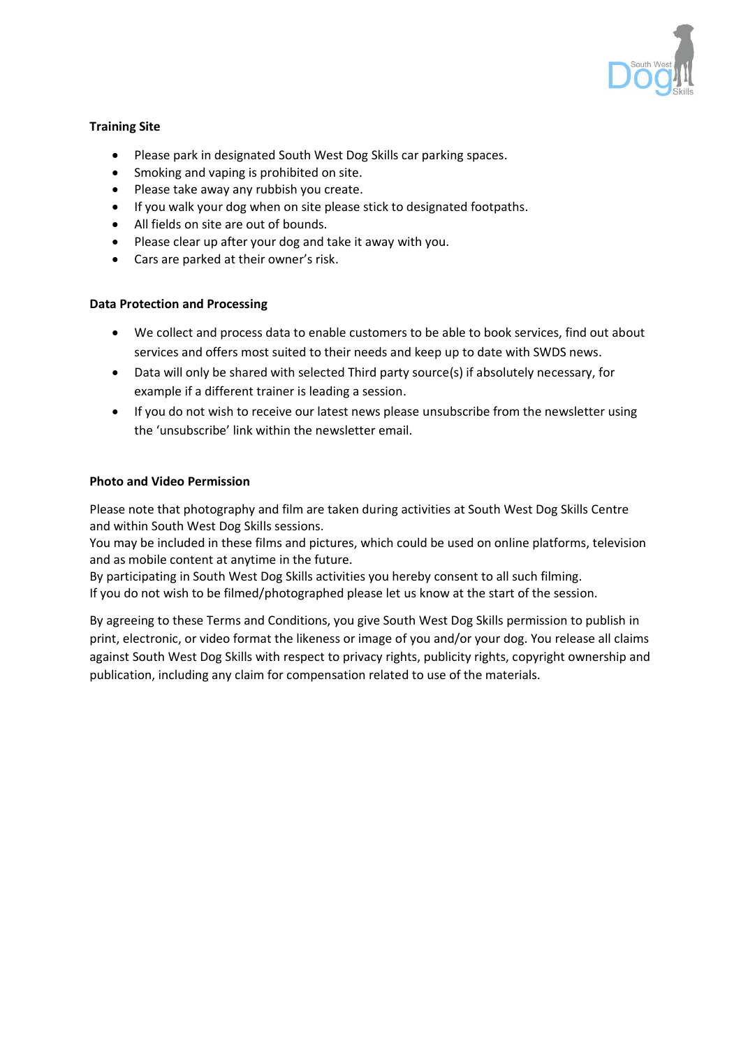**Training Site**

- Please park in designated South West Dog Skills car parking spaces.
- Smoking and vaping is prohibited on site.
- Please take away any rubbish you create.
- If you walk your dog when on site please stick to designated footpaths.
- All fields on site are out of bounds.
- Please clear up after your dog and take it away with you.
- Cars are parked at their owner's risk.

**Data Protection and Processing**

- We collect and process data to enable customers to be able to book services, find out about services and offers most suited to their needs and keep up to date with SWDS news.
- Data will only be shared with selected Third party source(s) if absolutely necessary, for example if a different trainer is leading a session.
- If you do not wish to receive our latest news please unsubscribe from the newsletter using the 'unsubscribe' link within the newsletter email.

**Photo and Video Permission**

Please note that photography and film are taken during activities at South West Dog Skills Centre and within South West Dog Skills sessions.
You may be included in these films and pictures, which could be used on online platforms, television and as mobile content at anytime in the future.
By participating in South West Dog Skills activities you hereby consent to all such filming.
If you do not wish to be filmed/photographed please let us know at the start of the session.

By agreeing to these Terms and Conditions, you give South West Dog Skills permission to publish in print, electronic, or video format the likeness or image of you and/or your dog. You release all claims against South West Dog Skills with respect to privacy rights, publicity rights, copyright ownership and publication, including any claim for compensation related to use of the materials.